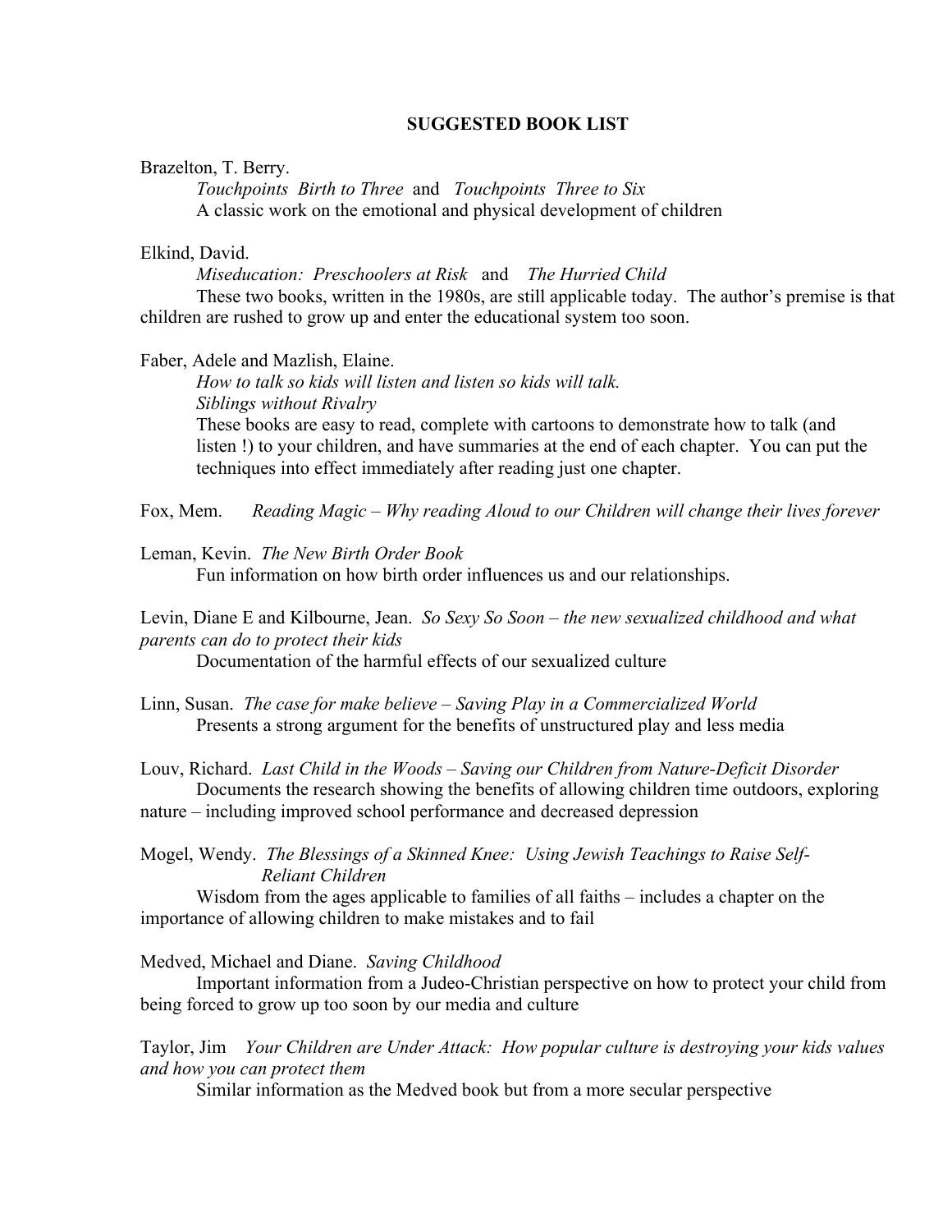## SUGGESTED BOOK LIST

Brazelton, T. Berry.
*Touchpoints Birth to Three* and *Touchpoints Three to Six*
A classic work on the emotional and physical development of children

Elkind, David.
*Miseducation: Preschoolers at Risk* and *The Hurried Child*
These two books, written in the 1980s, are still applicable today. The author's premise is that children are rushed to grow up and enter the educational system too soon.

Faber, Adele and Mazlish, Elaine.
*How to talk so kids will listen and listen so kids will talk.*
*Siblings without Rivalry*
These books are easy to read, complete with cartoons to demonstrate how to talk (and listen !) to your children, and have summaries at the end of each chapter. You can put the techniques into effect immediately after reading just one chapter.

Fox, Mem. *Reading Magic – Why reading Aloud to our Children will change their lives forever*

Leman, Kevin. *The New Birth Order Book*
Fun information on how birth order influences us and our relationships.

Levin, Diane E and Kilbourne, Jean. *So Sexy So Soon – the new sexualized childhood and what parents can do to protect their kids*
Documentation of the harmful effects of our sexualized culture

Linn, Susan. *The case for make believe – Saving Play in a Commercialized World*
Presents a strong argument for the benefits of unstructured play and less media

Louv, Richard. *Last Child in the Woods – Saving our Children from Nature-Deficit Disorder*
Documents the research showing the benefits of allowing children time outdoors, exploring nature – including improved school performance and decreased depression

Mogel, Wendy. *The Blessings of a Skinned Knee: Using Jewish Teachings to Raise Self-Reliant Children*
Wisdom from the ages applicable to families of all faiths – includes a chapter on the importance of allowing children to make mistakes and to fail

Medved, Michael and Diane. *Saving Childhood*
Important information from a Judeo-Christian perspective on how to protect your child from being forced to grow up too soon by our media and culture

Taylor, Jim *Your Children are Under Attack: How popular culture is destroying your kids values and how you can protect them*
Similar information as the Medved book but from a more secular perspective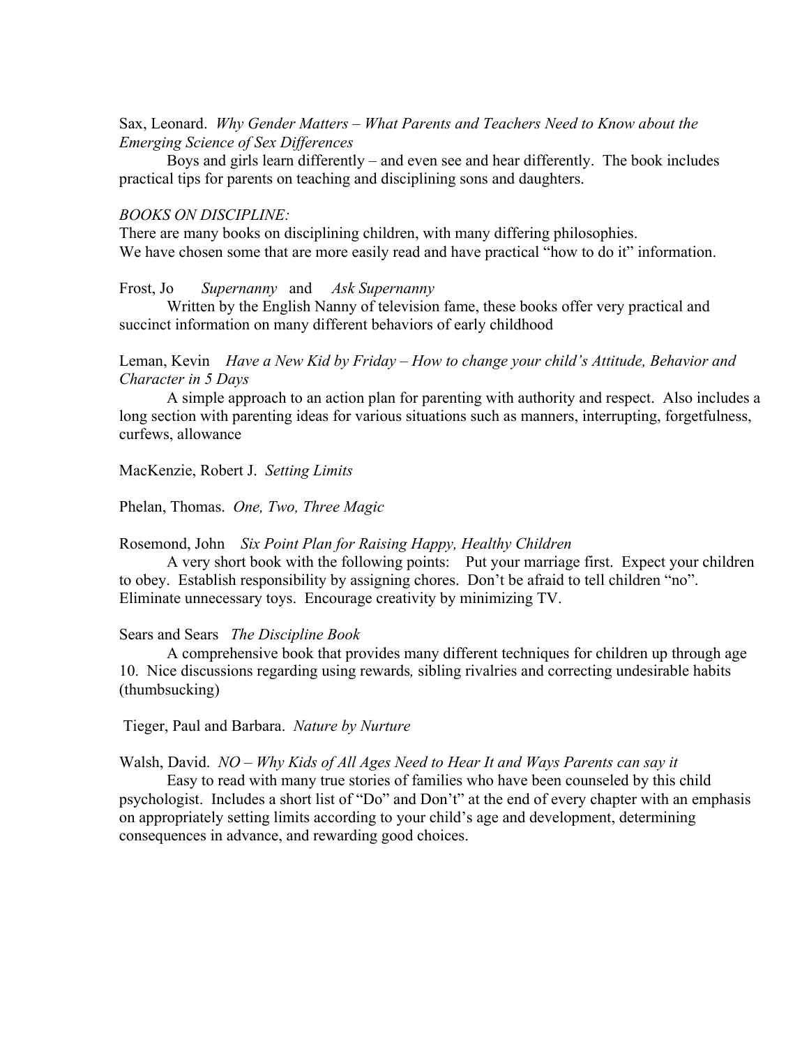Sax, Leonard. *Why Gender Matters – What Parents and Teachers Need to Know about the Emerging Science of Sex Differences*

Boys and girls learn differently – and even see and hear differently. The book includes practical tips for parents on teaching and disciplining sons and daughters.

*BOOKS ON DISCIPLINE:*

There are many books on disciplining children, with many differing philosophies. We have chosen some that are more easily read and have practical "how to do it" information.

Frost, Jo *Supernanny* and *Ask Supernanny*

Written by the English Nanny of television fame, these books offer very practical and succinct information on many different behaviors of early childhood

Leman, Kevin *Have a New Kid by Friday – How to change your child's Attitude, Behavior and Character in 5 Days*

A simple approach to an action plan for parenting with authority and respect. Also includes a long section with parenting ideas for various situations such as manners, interrupting, forgetfulness, curfews, allowance

MacKenzie, Robert J. *Setting Limits*

Phelan, Thomas. *One, Two, Three Magic*

Rosemond, John *Six Point Plan for Raising Happy, Healthy Children*

A very short book with the following points: Put your marriage first. Expect your children to obey. Establish responsibility by assigning chores. Don't be afraid to tell children "no". Eliminate unnecessary toys. Encourage creativity by minimizing TV.

Sears and Sears *The Discipline Book*

A comprehensive book that provides many different techniques for children up through age 10. Nice discussions regarding using rewards, sibling rivalries and correcting undesirable habits (thumbsucking)

Tieger, Paul and Barbara. *Nature by Nurture*

Walsh, David. *NO – Why Kids of All Ages Need to Hear It and Ways Parents can say it*

Easy to read with many true stories of families who have been counseled by this child psychologist. Includes a short list of "Do" and Don't" at the end of every chapter with an emphasis on appropriately setting limits according to your child's age and development, determining consequences in advance, and rewarding good choices.